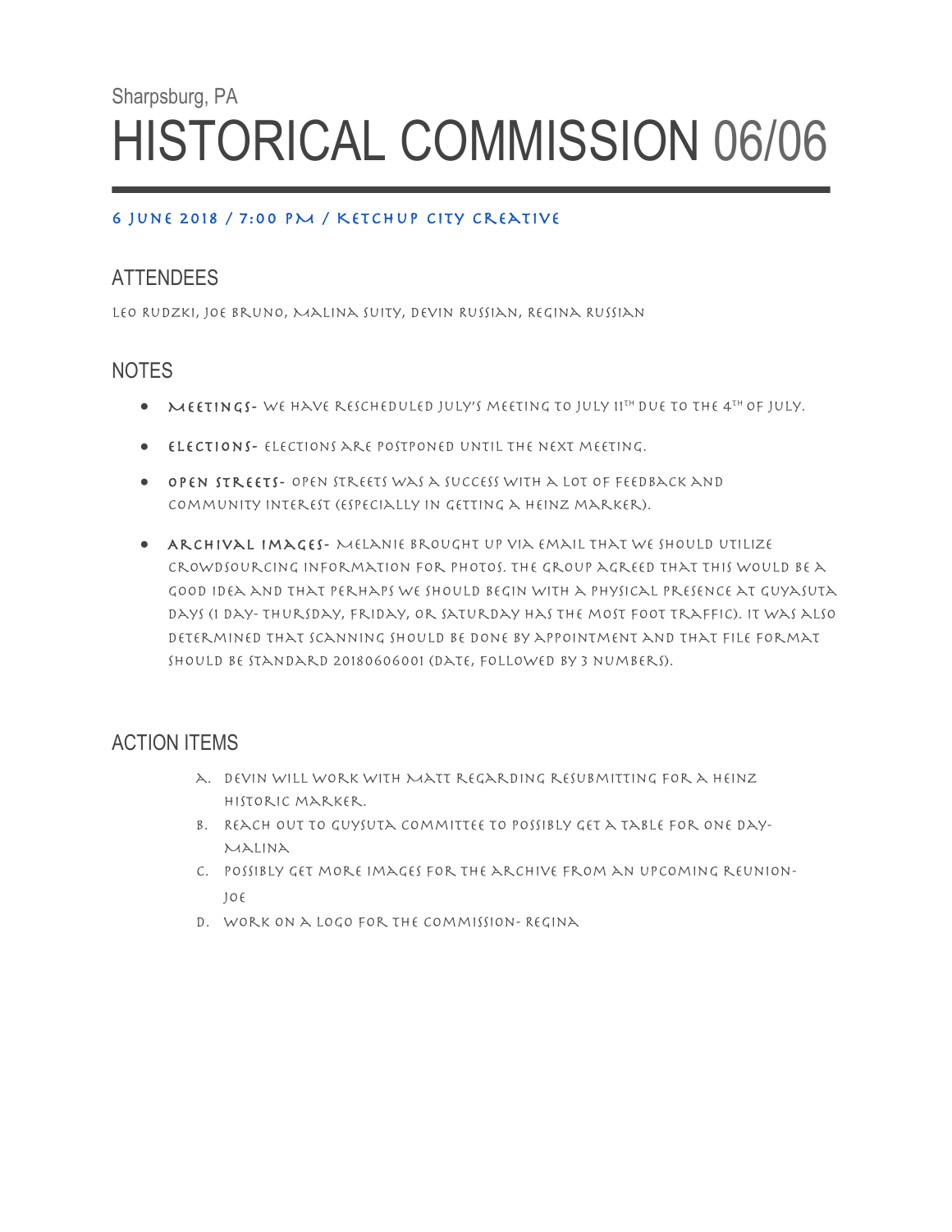Sharpsburg, PA

# HISTORICAL COMMISSION 06/06

**6 June 2018 / 7:00 PM / Ketchup City Creative**

## ATTENDEES

Leo Rudzki, Joe Bruno, Malina Suity, Devin Russian, Regina Russian

## NOTES

- **Meetings-** We have rescheduled July's meeting to July 11th due to the 4th of July.
- **Elections-** Elections are postponed until the next meeting.
- **Open Streets-** Open Streets was a success with a lot of feedback and community interest (especially in getting a Heinz marker).
- **Archival Images-** Melanie brought up via email that we should utilize crowdsourcing information for photos. The group agreed that this would be a good idea and that perhaps we should begin with a physical presence at Guyasuta Days (1 day- Thursday, Friday, or Saturday has the most foot traffic). It was also determined that scanning should be done by appointment and that file format should be standard 20180606001 (date, followed by 3 numbers).

## ACTION ITEMS

a. Devin will work with Matt regarding resubmitting for a Heinz historic marker.
b. Reach out to Guysuta committee to possibly get a table for one day- Malina
c. Possibly get more images for the archive from an upcoming reunion- Joe
d. Work on a logo for the commission- Regina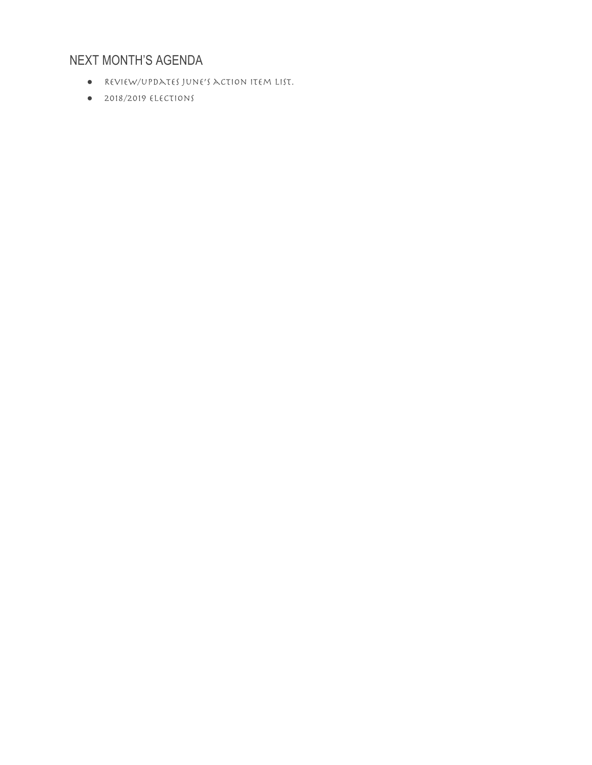## NEXT MONTH'S AGENDA

- Review/updates June's action item list.
- 2018/2019 elections